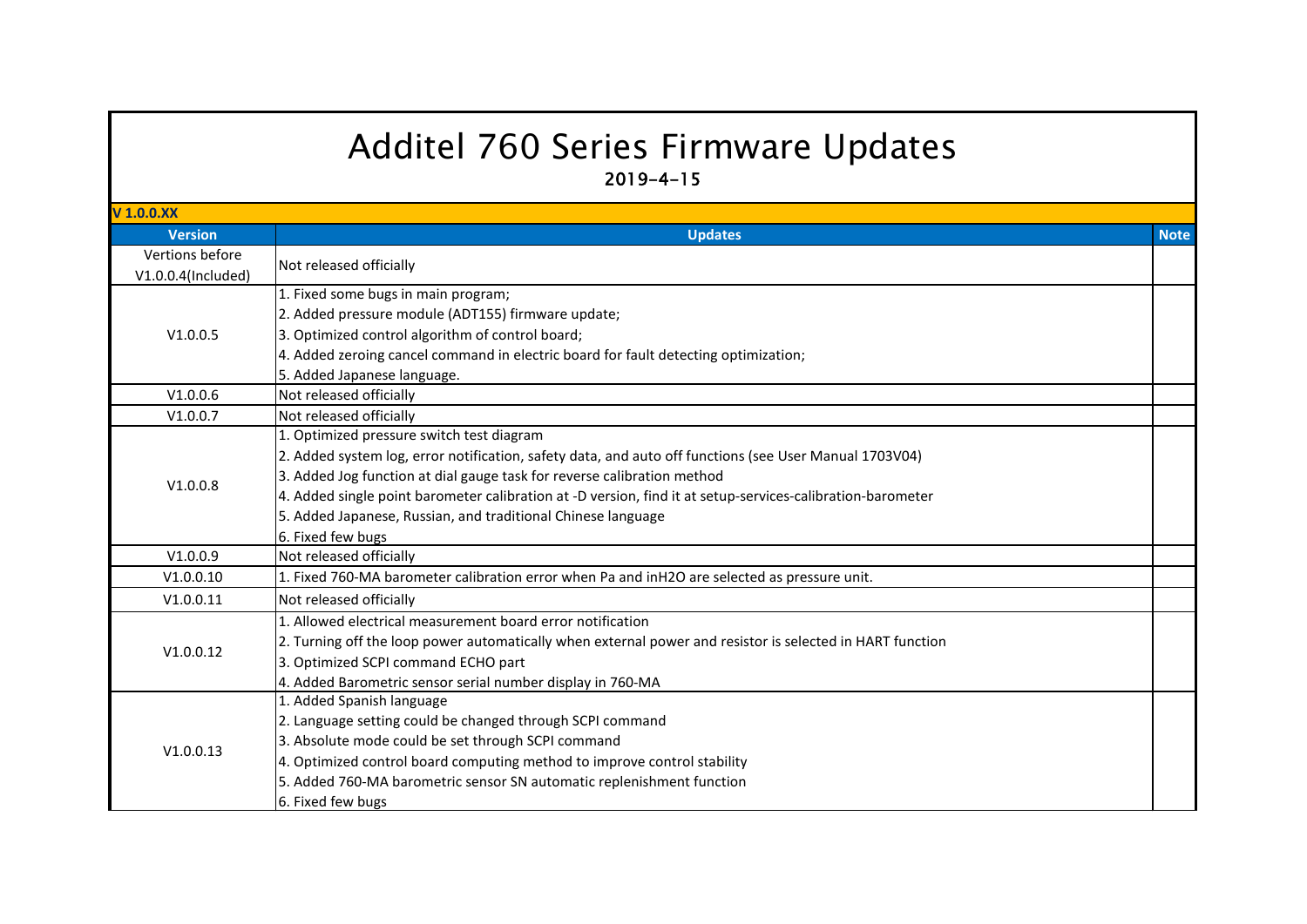# Additel 760 Series Firmware Updates

2019-4-15

**V 1.0.0.XX**

| Version | Updates | Note |
|---|---|---|
| Vertions before V1.0.0.4(Included) | Not released officially | |
| V1.0.0.5 | 1. Fixed some bugs in main program;<br>2. Added pressure module (ADT155) firmware update;<br>3. Optimized control algorithm of control board;<br>4. Added zeroing cancel command in electric board for fault detecting optimization;<br>5. Added Japanese language. | |
| V1.0.0.6 | Not released officially | |
| V1.0.0.7 | Not released officially | |
| V1.0.0.8 | 1. Optimized pressure switch test diagram<br>2. Added system log, error notification, safety data, and auto off functions (see User Manual 1703V04)<br>3. Added Jog function at dial gauge task for reverse calibration method<br>4. Added single point barometer calibration at -D version, find it at setup-services-calibration-barometer<br>5. Added Japanese, Russian, and traditional Chinese language<br>6. Fixed few bugs | |
| V1.0.0.9 | Not released officially | |
| V1.0.0.10 | 1. Fixed 760-MA barometer calibration error when Pa and inH2O are selected as pressure unit. | |
| V1.0.0.11 | Not released officially | |
| V1.0.0.12 | 1. Allowed electrical measurement board error notification<br>2. Turning off the loop power automatically when external power and resistor is selected in HART function<br>3. Optimized SCPI command ECHO part<br>4. Added Barometric sensor serial number display in 760-MA | |
| V1.0.0.13 | 1. Added Spanish language<br>2. Language setting could be changed through SCPI command<br>3. Absolute mode could be set through SCPI command<br>4. Optimized control board computing method to improve control stability<br>5. Added 760-MA barometric sensor SN automatic replenishment function<br>6. Fixed few bugs | |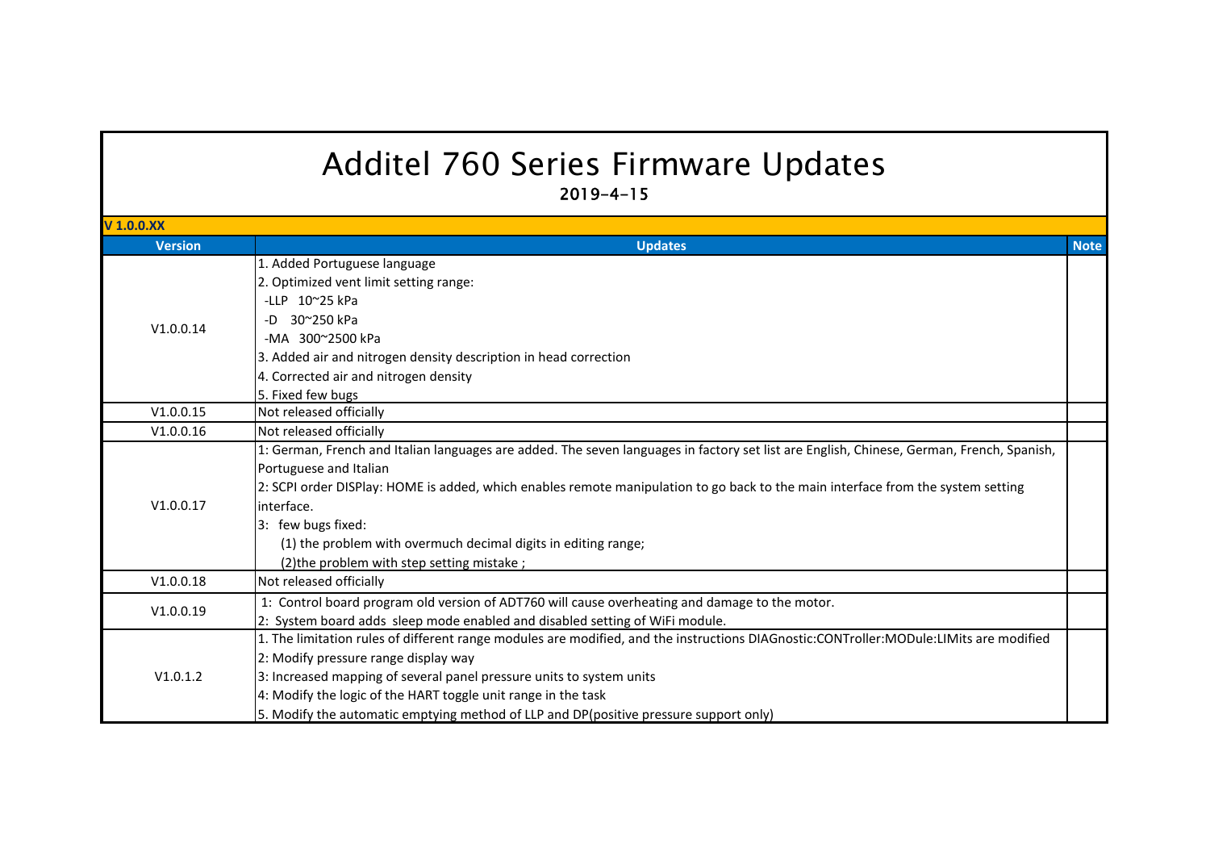# Additel 760 Series Firmware Updates

2019-4-15

| V 1.0.0.XX | | |
|---|---|---|
| **Version** | **Updates** | **Note** |
| V1.0.0.14 | 1. Added Portuguese language<br>2. Optimized vent limit setting range:<br>-LLP 10~25 kPa<br>-D 30~250 kPa<br>-MA 300~2500 kPa<br>3. Added air and nitrogen density description in head correction<br>4. Corrected air and nitrogen density<br>5. Fixed few bugs | |
| V1.0.0.15 | Not released officially | |
| V1.0.0.16 | Not released officially | |
| V1.0.0.17 | 1: German, French and Italian languages are added. The seven languages in factory set list are English, Chinese, German, French, Spanish, Portuguese and Italian<br>2: SCPI order DISPlay: HOME is added, which enables remote manipulation to go back to the main interface from the system setting interface.<br>3: few bugs fixed:<br>(1) the problem with overmuch decimal digits in editing range;<br>(2)the problem with step setting mistake ; | |
| V1.0.0.18 | Not released officially | |
| V1.0.0.19 | 1: Control board program old version of ADT760 will cause overheating and damage to the motor.<br>2: System board adds sleep mode enabled and disabled setting of WiFi module. | |
| V1.0.1.2 | 1. The limitation rules of different range modules are modified, and the instructions DIAGnostic:CONTroller:MODule:LIMits are modified<br>2: Modify pressure range display way<br>3: Increased mapping of several panel pressure units to system units<br>4: Modify the logic of the HART toggle unit range in the task<br>5. Modify the automatic emptying method of LLP and DP(positive pressure support only) | |